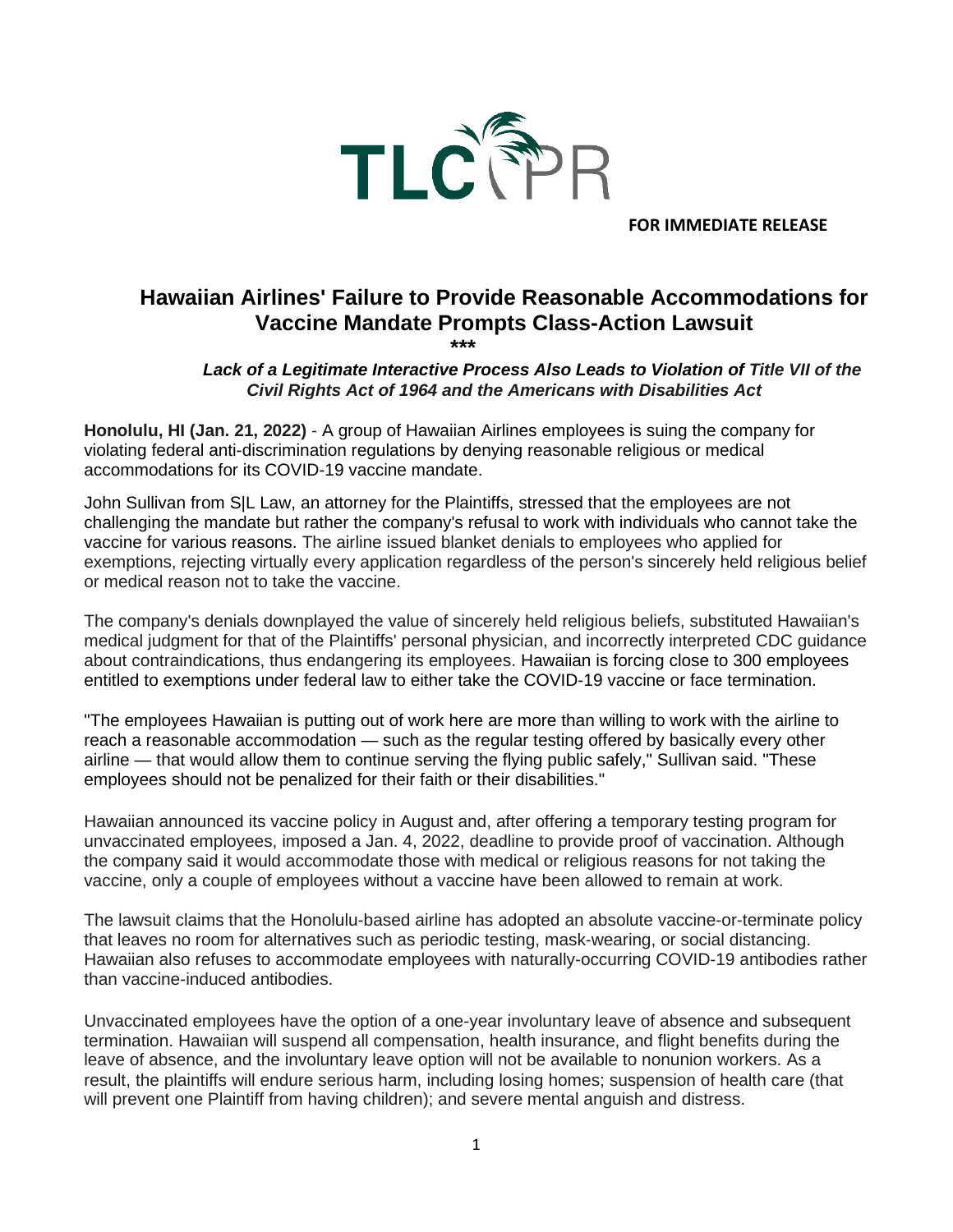TLC PR

**FOR IMMEDIATE RELEASE**

# Hawaiian Airlines' Failure to Provide Reasonable Accommodations for Vaccine Mandate Prompts Class-Action Lawsuit

**\*\*\***

***Lack of a Legitimate Interactive Process Also Leads to Violation of Title VII of the Civil Rights Act of 1964 and the Americans with Disabilities Act***

**Honolulu, HI (Jan. 21, 2022)** - A group of Hawaiian Airlines employees is suing the company for violating federal anti-discrimination regulations by denying reasonable religious or medical accommodations for its COVID-19 vaccine mandate.

John Sullivan from S|L Law, an attorney for the Plaintiffs, stressed that the employees are not challenging the mandate but rather the company's refusal to work with individuals who cannot take the vaccine for various reasons. The airline issued blanket denials to employees who applied for exemptions, rejecting virtually every application regardless of the person's sincerely held religious belief or medical reason not to take the vaccine.

The company's denials downplayed the value of sincerely held religious beliefs, substituted Hawaiian's medical judgment for that of the Plaintiffs' personal physician, and incorrectly interpreted CDC guidance about contraindications, thus endangering its employees. Hawaiian is forcing close to 300 employees entitled to exemptions under federal law to either take the COVID-19 vaccine or face termination.

"The employees Hawaiian is putting out of work here are more than willing to work with the airline to reach a reasonable accommodation — such as the regular testing offered by basically every other airline — that would allow them to continue serving the flying public safely," Sullivan said. "These employees should not be penalized for their faith or their disabilities."

Hawaiian announced its vaccine policy in August and, after offering a temporary testing program for unvaccinated employees, imposed a Jan. 4, 2022, deadline to provide proof of vaccination. Although the company said it would accommodate those with medical or religious reasons for not taking the vaccine, only a couple of employees without a vaccine have been allowed to remain at work.

The lawsuit claims that the Honolulu-based airline has adopted an absolute vaccine-or-terminate policy that leaves no room for alternatives such as periodic testing, mask-wearing, or social distancing. Hawaiian also refuses to accommodate employees with naturally-occurring COVID-19 antibodies rather than vaccine-induced antibodies.

Unvaccinated employees have the option of a one-year involuntary leave of absence and subsequent termination. Hawaiian will suspend all compensation, health insurance, and flight benefits during the leave of absence, and the involuntary leave option will not be available to nonunion workers. As a result, the plaintiffs will endure serious harm, including losing homes; suspension of health care (that will prevent one Plaintiff from having children); and severe mental anguish and distress.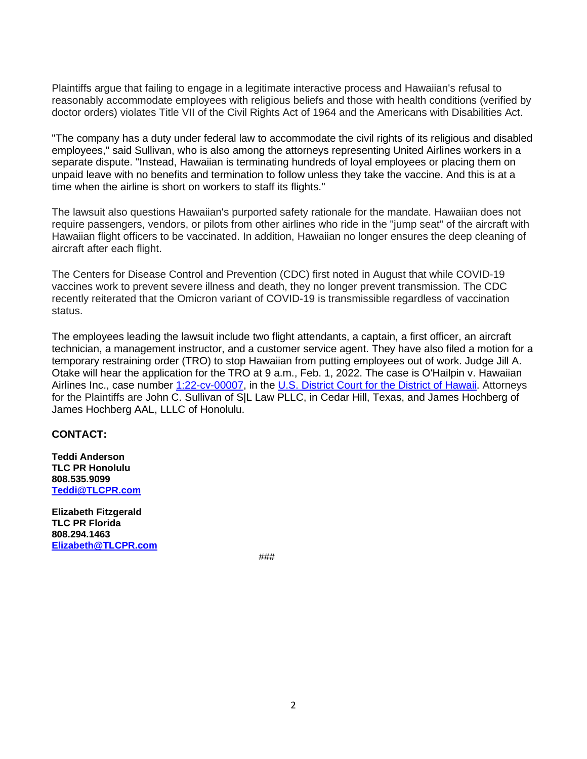Plaintiffs argue that failing to engage in a legitimate interactive process and Hawaiian's refusal to reasonably accommodate employees with religious beliefs and those with health conditions (verified by doctor orders) violates Title VII of the Civil Rights Act of 1964 and the Americans with Disabilities Act.

"The company has a duty under federal law to accommodate the civil rights of its religious and disabled employees," said Sullivan, who is also among the attorneys representing United Airlines workers in a separate dispute. "Instead, Hawaiian is terminating hundreds of loyal employees or placing them on unpaid leave with no benefits and termination to follow unless they take the vaccine. And this is at a time when the airline is short on workers to staff its flights."

The lawsuit also questions Hawaiian's purported safety rationale for the mandate. Hawaiian does not require passengers, vendors, or pilots from other airlines who ride in the "jump seat" of the aircraft with Hawaiian flight officers to be vaccinated. In addition, Hawaiian no longer ensures the deep cleaning of aircraft after each flight.

The Centers for Disease Control and Prevention (CDC) first noted in August that while COVID-19 vaccines work to prevent severe illness and death, they no longer prevent transmission. The CDC recently reiterated that the Omicron variant of COVID-19 is transmissible regardless of vaccination status.

The employees leading the lawsuit include two flight attendants, a captain, a first officer, an aircraft technician, a management instructor, and a customer service agent. They have also filed a motion for a temporary restraining order (TRO) to stop Hawaiian from putting employees out of work. Judge Jill A. Otake will hear the application for the TRO at 9 a.m., Feb. 1, 2022. The case is O'Hailpin v. Hawaiian Airlines Inc., case number 1:22-cv-00007, in the U.S. District Court for the District of Hawaii. Attorneys for the Plaintiffs are John C. Sullivan of S|L Law PLLC, in Cedar Hill, Texas, and James Hochberg of James Hochberg AAL, LLLC of Honolulu.

**CONTACT:**

**Teddi Anderson**
**TLC PR Honolulu**
**808.535.9099**
**Teddi@TLCPR.com**

**Elizabeth Fitzgerald**
**TLC PR Florida**
**808.294.1463**
**Elizabeth@TLCPR.com**

###